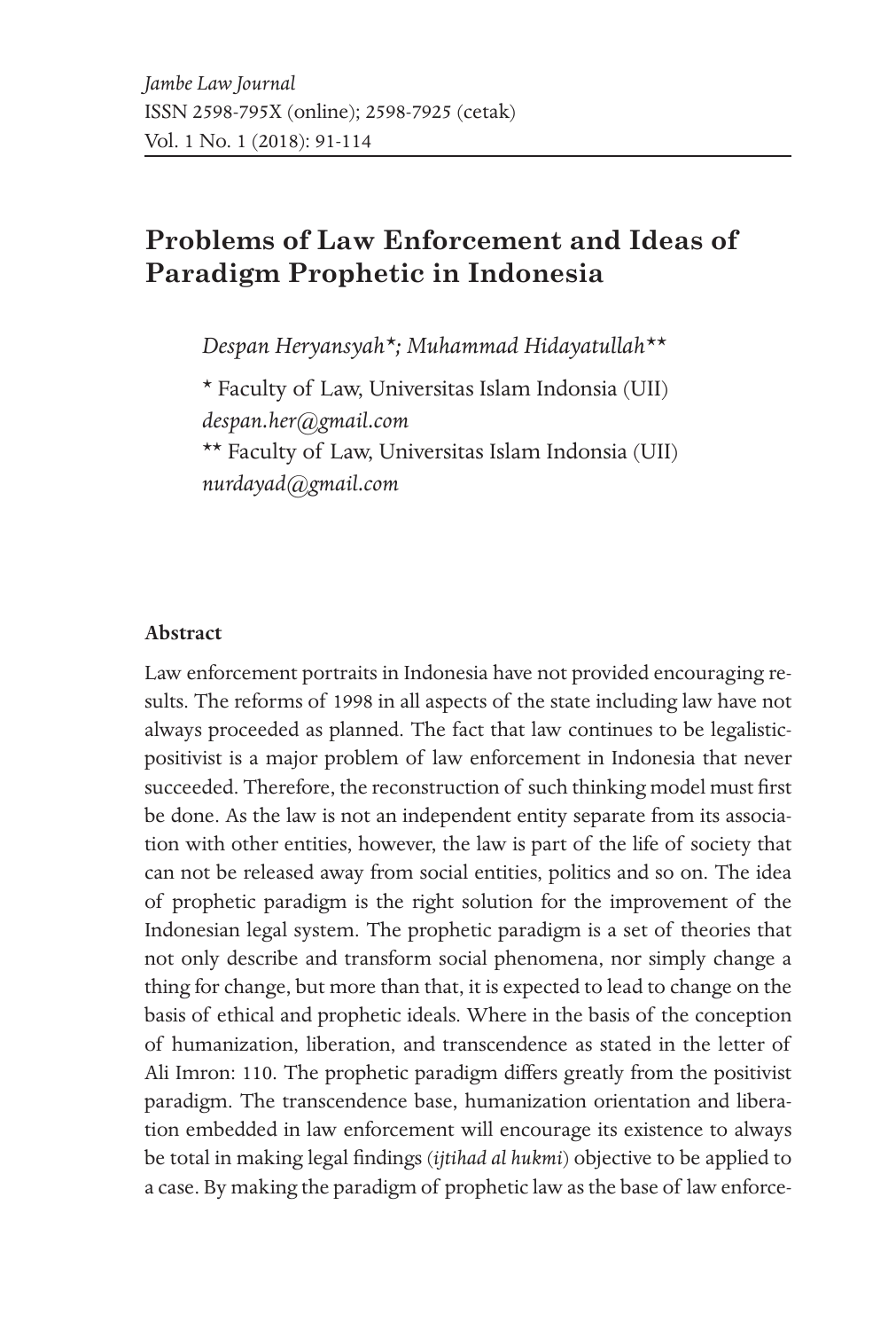# Problems of Law Enforcement and Ideas of Paradigm Prophetic in Indonesia

*Despan Heryansyah\*; Muhammad Hidayatullah\*\**

\* Faculty of Law, Universitas Islam Indonsia (UII)
*despan.her@gmail.com*
\*\* Faculty of Law, Universitas Islam Indonsia (UII)
*nurdayad@gmail.com*

**Abstract**

Law enforcement portraits in Indonesia have not provided encouraging results. The reforms of 1998 in all aspects of the state including law have not always proceeded as planned. The fact that law continues to be legalistic-positivist is a major problem of law enforcement in Indonesia that never succeeded. Therefore, the reconstruction of such thinking model must first be done. As the law is not an independent entity separate from its association with other entities, however, the law is part of the life of society that can not be released away from social entities, politics and so on. The idea of prophetic paradigm is the right solution for the improvement of the Indonesian legal system. The prophetic paradigm is a set of theories that not only describe and transform social phenomena, nor simply change a thing for change, but more than that, it is expected to lead to change on the basis of ethical and prophetic ideals. Where in the basis of the conception of humanization, liberation, and transcendence as stated in the letter of Ali Imron: 110. The prophetic paradigm differs greatly from the positivist paradigm. The transcendence base, humanization orientation and liberation embedded in law enforcement will encourage its existence to always be total in making legal findings (*ijtihad al hukmi*) objective to be applied to a case. By making the paradigm of prophetic law as the base of law enforce-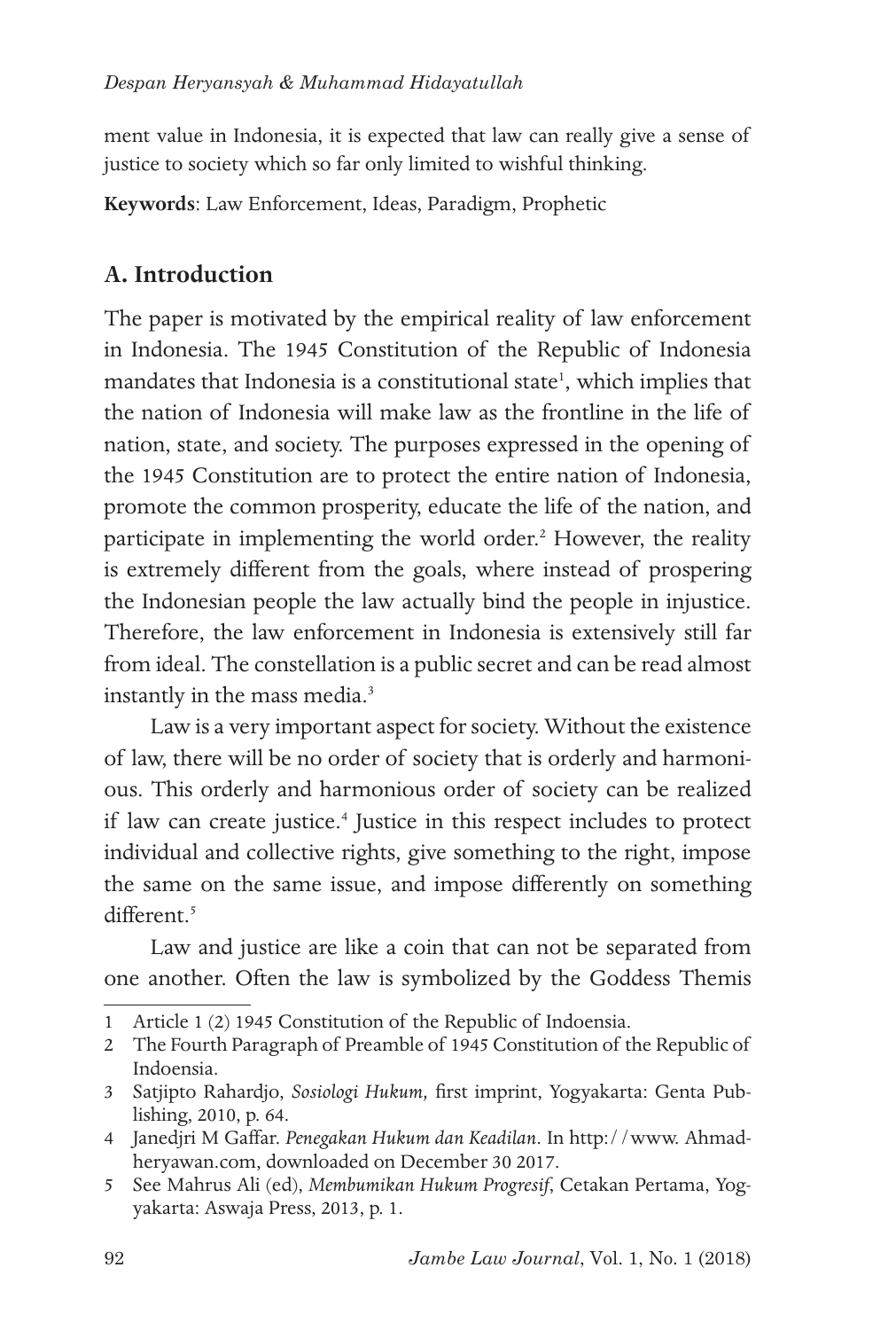ment value in Indonesia, it is expected that law can really give a sense of justice to society which so far only limited to wishful thinking.

**Keywords**: Law Enforcement, Ideas, Paradigm, Prophetic

## A. Introduction

The paper is motivated by the empirical reality of law enforcement in Indonesia. The 1945 Constitution of the Republic of Indonesia mandates that Indonesia is a constitutional state[1], which implies that the nation of Indonesia will make law as the frontline in the life of nation, state, and society. The purposes expressed in the opening of the 1945 Constitution are to protect the entire nation of Indonesia, promote the common prosperity, educate the life of the nation, and participate in implementing the world order.[2] However, the reality is extremely different from the goals, where instead of prospering the Indonesian people the law actually bind the people in injustice. Therefore, the law enforcement in Indonesia is extensively still far from ideal. The constellation is a public secret and can be read almost instantly in the mass media.[3]

Law is a very important aspect for society. Without the existence of law, there will be no order of society that is orderly and harmonious. This orderly and harmonious order of society can be realized if law can create justice.[4] Justice in this respect includes to protect individual and collective rights, give something to the right, impose the same on the same issue, and impose differently on something different.[5]

Law and justice are like a coin that can not be separated from one another. Often the law is symbolized by the Goddess Themis

---

1 Article 1 (2) 1945 Constitution of the Republic of Indoensia.

2 The Fourth Paragraph of Preamble of 1945 Constitution of the Republic of Indoensia.

3 Satjipto Rahardjo, *Sosiologi Hukum,* first imprint, Yogyakarta: Genta Publishing, 2010, p. 64.

4 Janedjri M Gaffar. *Penegakan Hukum dan Keadilan*. In http://www. Ahmadheryawan.com, downloaded on December 30 2017.

5 See Mahrus Ali (ed), *Membumikan Hukum Progresif*, Cetakan Pertama, Yogyakarta: Aswaja Press, 2013, p. 1.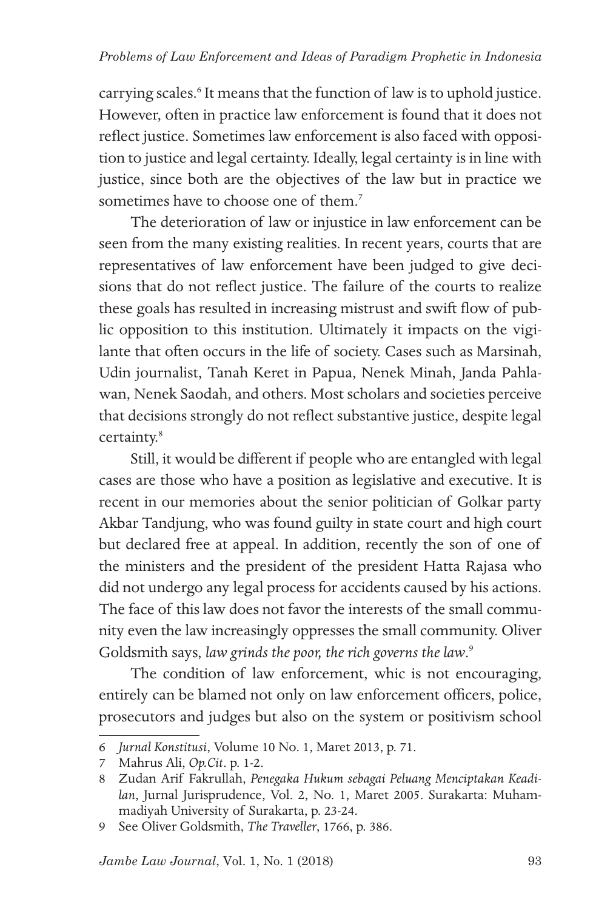carrying scales.[6] It means that the function of law is to uphold justice. However, often in practice law enforcement is found that it does not reflect justice. Sometimes law enforcement is also faced with opposition to justice and legal certainty. Ideally, legal certainty is in line with justice, since both are the objectives of the law but in practice we sometimes have to choose one of them.[7]

The deterioration of law or injustice in law enforcement can be seen from the many existing realities. In recent years, courts that are representatives of law enforcement have been judged to give decisions that do not reflect justice. The failure of the courts to realize these goals has resulted in increasing mistrust and swift flow of public opposition to this institution. Ultimately it impacts on the vigilante that often occurs in the life of society. Cases such as Marsinah, Udin journalist, Tanah Keret in Papua, Nenek Minah, Janda Pahlawan, Nenek Saodah, and others. Most scholars and societies perceive that decisions strongly do not reflect substantive justice, despite legal certainty.[8]

Still, it would be different if people who are entangled with legal cases are those who have a position as legislative and executive. It is recent in our memories about the senior politician of Golkar party Akbar Tandjung, who was found guilty in state court and high court but declared free at appeal. In addition, recently the son of one of the ministers and the president of the president Hatta Rajasa who did not undergo any legal process for accidents caused by his actions. The face of this law does not favor the interests of the small community even the law increasingly oppresses the small community. Oliver Goldsmith says, *law grinds the poor, the rich governs the law*.[9]

The condition of law enforcement, whic is not encouraging, entirely can be blamed not only on law enforcement officers, police, prosecutors and judges but also on the system or positivism school

---

6 *Jurnal Konstitusi*, Volume 10 No. 1, Maret 2013, p. 71.

7 Mahrus Ali, *Op.Cit*. p. 1-2.

8 Zudan Arif Fakrullah, *Penegaka Hukum sebagai Peluang Menciptakan Keadilan*, Jurnal Jurisprudence, Vol. 2, No. 1, Maret 2005. Surakarta: Muhammadiyah University of Surakarta, p. 23-24.

9 See Oliver Goldsmith, *The Traveller*, 1766, p. 386.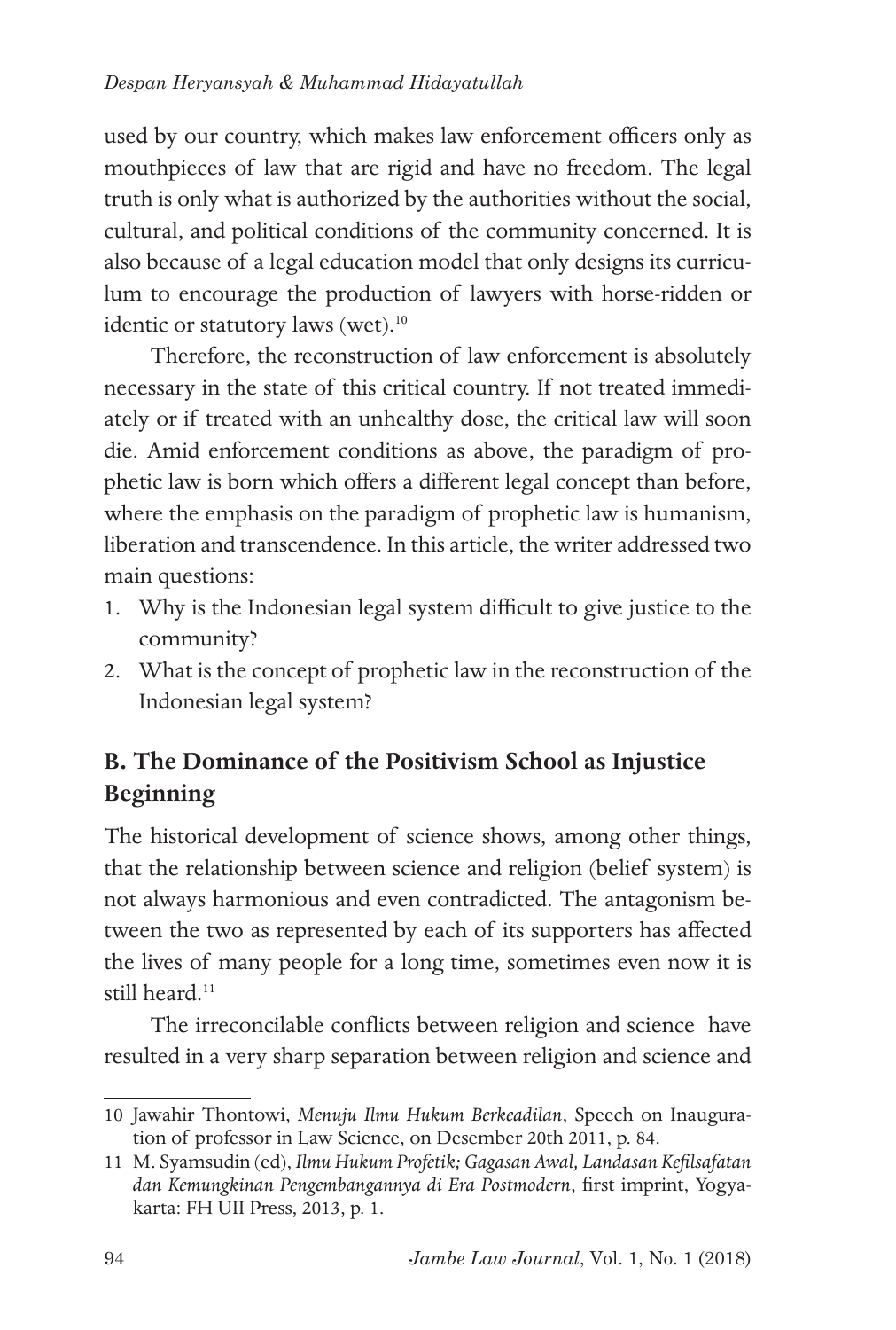used by our country, which makes law enforcement officers only as mouthpieces of law that are rigid and have no freedom. The legal truth is only what is authorized by the authorities without the social, cultural, and political conditions of the community concerned. It is also because of a legal education model that only designs its curriculum to encourage the production of lawyers with horse-ridden or identic or statutory laws (wet).[10]

Therefore, the reconstruction of law enforcement is absolutely necessary in the state of this critical country. If not treated immediately or if treated with an unhealthy dose, the critical law will soon die. Amid enforcement conditions as above, the paradigm of prophetic law is born which offers a different legal concept than before, where the emphasis on the paradigm of prophetic law is humanism, liberation and transcendence. In this article, the writer addressed two main questions:

1. Why is the Indonesian legal system difficult to give justice to the community?
2. What is the concept of prophetic law in the reconstruction of the Indonesian legal system?

## B. The Dominance of the Positivism School as Injustice Beginning

The historical development of science shows, among other things, that the relationship between science and religion (belief system) is not always harmonious and even contradicted. The antagonism between the two as represented by each of its supporters has affected the lives of many people for a long time, sometimes even now it is still heard.[11]

The irreconcilable conflicts between religion and science have resulted in a very sharp separation between religion and science and

---

10 Jawahir Thontowi, *Menuju Ilmu Hukum Berkeadilan*, Speech on Inauguration of professor in Law Science, on Desember 20th 2011, p. 84.

11 M. Syamsudin (ed), *Ilmu Hukum Profetik; Gagasan Awal, Landasan Kefilsafatan dan Kemungkinan Pengembangannya di Era Postmodern*, first imprint, Yogyakarta: FH UII Press, 2013, p. 1.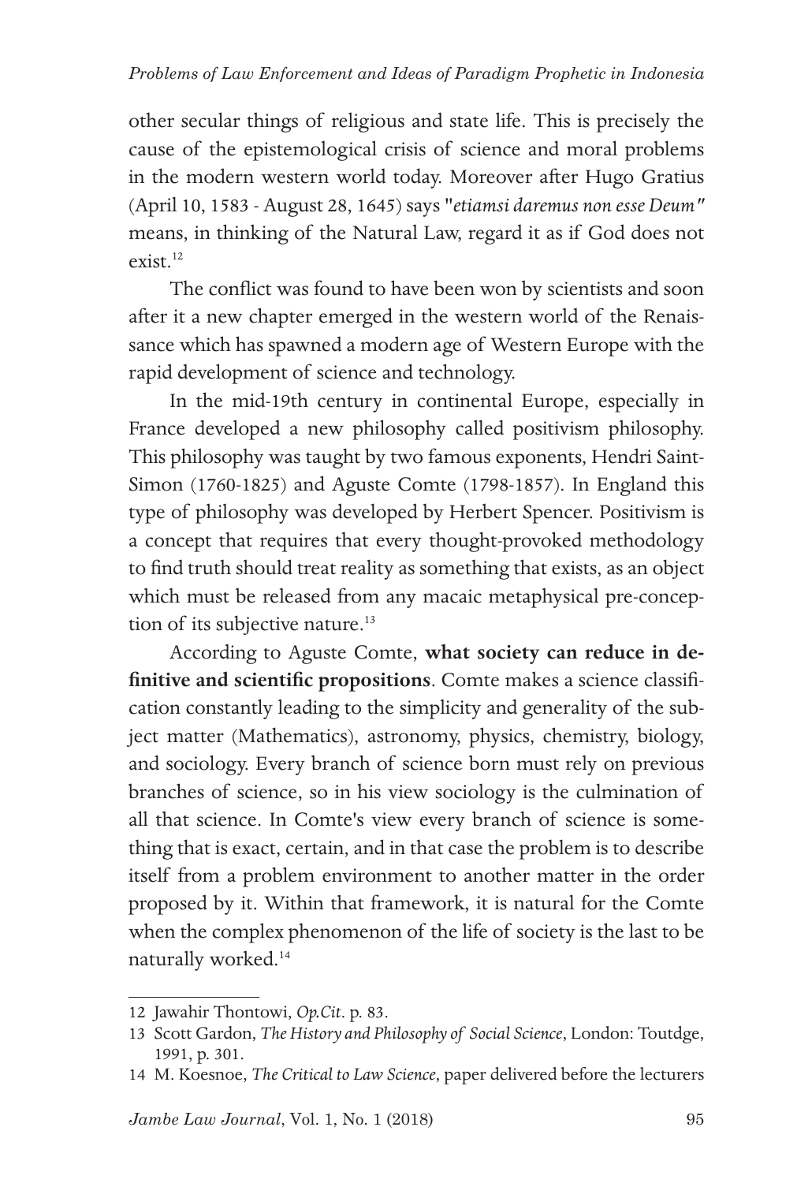other secular things of religious and state life. This is precisely the cause of the epistemological crisis of science and moral problems in the modern western world today. Moreover after Hugo Gratius (April 10, 1583 - August 28, 1645) says "*etiamsi daremus non esse Deum"* means, in thinking of the Natural Law, regard it as if God does not exist.[12]

The conflict was found to have been won by scientists and soon after it a new chapter emerged in the western world of the Renaissance which has spawned a modern age of Western Europe with the rapid development of science and technology.

In the mid-19th century in continental Europe, especially in France developed a new philosophy called positivism philosophy. This philosophy was taught by two famous exponents, Hendri Saint-Simon (1760-1825) and Aguste Comte (1798-1857). In England this type of philosophy was developed by Herbert Spencer. Positivism is a concept that requires that every thought-provoked methodology to find truth should treat reality as something that exists, as an object which must be released from any macaic metaphysical pre-conception of its subjective nature.[13]

According to Aguste Comte, **what society can reduce in definitive and scientific propositions**. Comte makes a science classification constantly leading to the simplicity and generality of the subject matter (Mathematics), astronomy, physics, chemistry, biology, and sociology. Every branch of science born must rely on previous branches of science, so in his view sociology is the culmination of all that science. In Comte's view every branch of science is something that is exact, certain, and in that case the problem is to describe itself from a problem environment to another matter in the order proposed by it. Within that framework, it is natural for the Comte when the complex phenomenon of the life of society is the last to be naturally worked.[14]

---

12 Jawahir Thontowi, *Op.Cit*. p. 83.

13 Scott Gardon, *The History and Philosophy of Social Science*, London: Toutdge, 1991, p. 301.

14 M. Koesnoe, *The Critical to Law Science*, paper delivered before the lecturers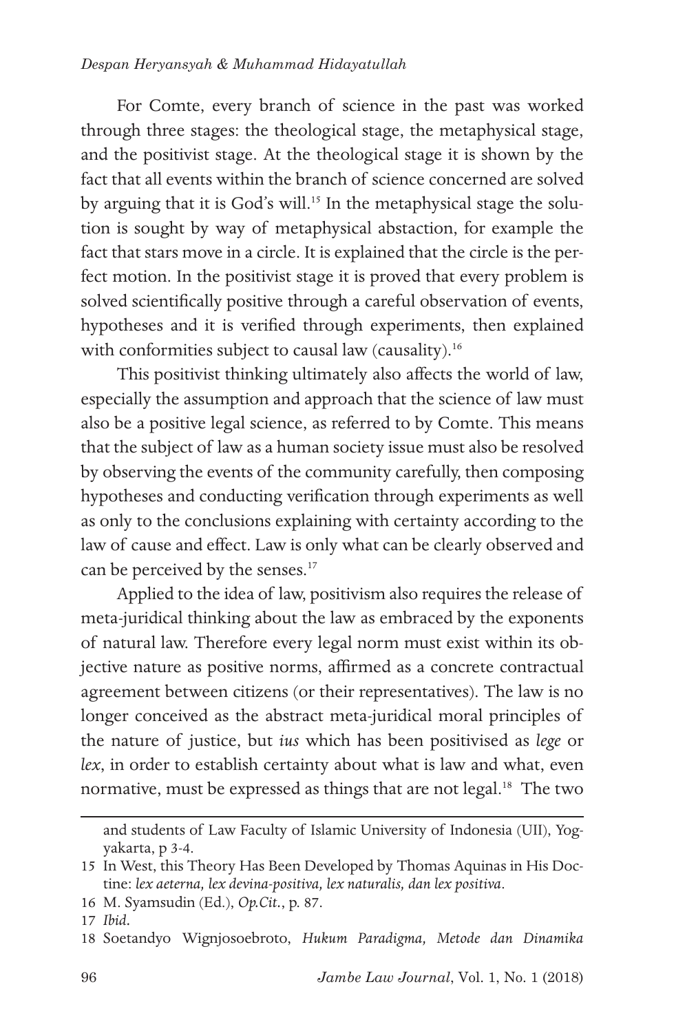For Comte, every branch of science in the past was worked through three stages: the theological stage, the metaphysical stage, and the positivist stage. At the theological stage it is shown by the fact that all events within the branch of science concerned are solved by arguing that it is God's will.[15] In the metaphysical stage the solution is sought by way of metaphysical abstaction, for example the fact that stars move in a circle. It is explained that the circle is the perfect motion. In the positivist stage it is proved that every problem is solved scientifically positive through a careful observation of events, hypotheses and it is verified through experiments, then explained with conformities subject to causal law (causality).[16]

This positivist thinking ultimately also affects the world of law, especially the assumption and approach that the science of law must also be a positive legal science, as referred to by Comte. This means that the subject of law as a human society issue must also be resolved by observing the events of the community carefully, then composing hypotheses and conducting verification through experiments as well as only to the conclusions explaining with certainty according to the law of cause and effect. Law is only what can be clearly observed and can be perceived by the senses.[17]

Applied to the idea of law, positivism also requires the release of meta-juridical thinking about the law as embraced by the exponents of natural law. Therefore every legal norm must exist within its objective nature as positive norms, affirmed as a concrete contractual agreement between citizens (or their representatives). The law is no longer conceived as the abstract meta-juridical moral principles of the nature of justice, but *ius* which has been positivised as *lege* or *lex*, in order to establish certainty about what is law and what, even normative, must be expressed as things that are not legal.[18] The two

---

and students of Law Faculty of Islamic University of Indonesia (UII), Yogyakarta, p 3-4.

15 In West, this Theory Has Been Developed by Thomas Aquinas in His Doctine: *lex aeterna, lex devina-positiva, lex naturalis, dan lex positiva*.

16 M. Syamsudin (Ed.), *Op.Cit.*, p. 87.

17 *Ibid.*

18 Soetandyo Wignjosoebroto, *Hukum Paradigma, Metode dan Dinamika*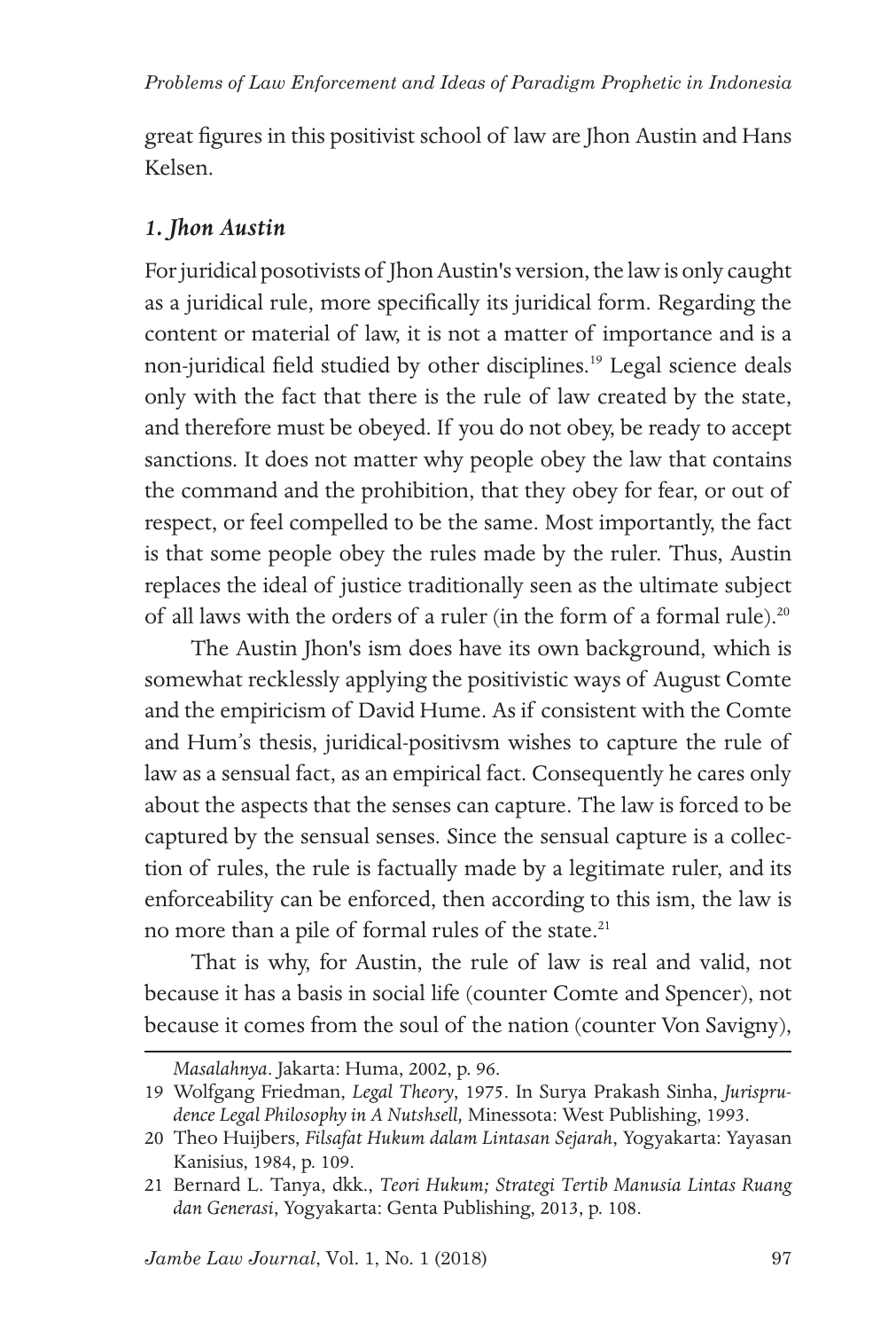great figures in this positivist school of law are Jhon Austin and Hans Kelsen.

### *1. Jhon Austin*

For juridical posotivists of Jhon Austin's version, the law is only caught as a juridical rule, more specifically its juridical form. Regarding the content or material of law, it is not a matter of importance and is a non-juridical field studied by other disciplines.[19] Legal science deals only with the fact that there is the rule of law created by the state, and therefore must be obeyed. If you do not obey, be ready to accept sanctions. It does not matter why people obey the law that contains the command and the prohibition, that they obey for fear, or out of respect, or feel compelled to be the same. Most importantly, the fact is that some people obey the rules made by the ruler. Thus, Austin replaces the ideal of justice traditionally seen as the ultimate subject of all laws with the orders of a ruler (in the form of a formal rule).[20]

The Austin Jhon's ism does have its own background, which is somewhat recklessly applying the positivistic ways of August Comte and the empiricism of David Hume. As if consistent with the Comte and Hum's thesis, juridical-positivsm wishes to capture the rule of law as a sensual fact, as an empirical fact. Consequently he cares only about the aspects that the senses can capture. The law is forced to be captured by the sensual senses. Since the sensual capture is a collection of rules, the rule is factually made by a legitimate ruler, and its enforceability can be enforced, then according to this ism, the law is no more than a pile of formal rules of the state.[21]

That is why, for Austin, the rule of law is real and valid, not because it has a basis in social life (counter Comte and Spencer), not because it comes from the soul of the nation (counter Von Savigny),

---

*Masalahnya*. Jakarta: Huma, 2002, p. 96.

19 Wolfgang Friedman, *Legal Theory*, 1975. In Surya Prakash Sinha, *Jurisprudence Legal Philosophy in A Nutshsell,* Minessota: West Publishing, 1993.

20 Theo Huijbers, *Filsafat Hukum dalam Lintasan Sejarah*, Yogyakarta: Yayasan Kanisius, 1984, p. 109.

21 Bernard L. Tanya, dkk., *Teori Hukum; Strategi Tertib Manusia Lintas Ruang dan Generasi*, Yogyakarta: Genta Publishing, 2013, p. 108.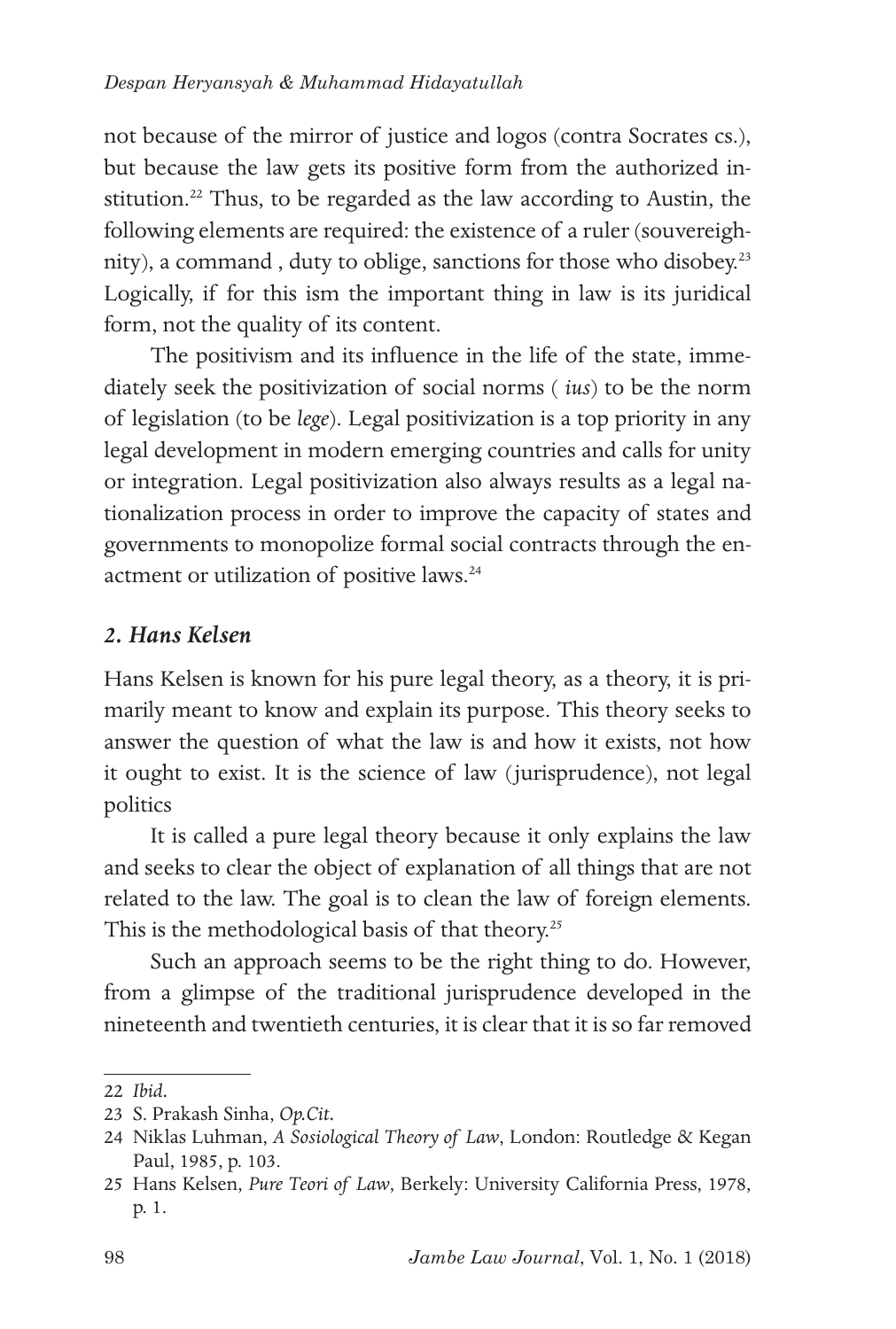not because of the mirror of justice and logos (contra Socrates cs.), but because the law gets its positive form from the authorized institution.[22] Thus, to be regarded as the law according to Austin, the following elements are required: the existence of a ruler (souvereighnity), a command , duty to oblige, sanctions for those who disobey.[23] Logically, if for this ism the important thing in law is its juridical form, not the quality of its content.

The positivism and its influence in the life of the state, immediately seek the positivization of social norms ( *ius*) to be the norm of legislation (to be *lege*). Legal positivization is a top priority in any legal development in modern emerging countries and calls for unity or integration. Legal positivization also always results as a legal nationalization process in order to improve the capacity of states and governments to monopolize formal social contracts through the enactment or utilization of positive laws.[24]

### *2. Hans Kelsen*

Hans Kelsen is known for his pure legal theory, as a theory, it is primarily meant to know and explain its purpose. This theory seeks to answer the question of what the law is and how it exists, not how it ought to exist. It is the science of law (jurisprudence), not legal politics

It is called a pure legal theory because it only explains the law and seeks to clear the object of explanation of all things that are not related to the law. The goal is to clean the law of foreign elements. This is the methodological basis of that theory.[25]

Such an approach seems to be the right thing to do. However, from a glimpse of the traditional jurisprudence developed in the nineteenth and twentieth centuries, it is clear that it is so far removed

---

22 *Ibid*.

23 S. Prakash Sinha, *Op.Cit*.

24 Niklas Luhman, *A Sosiological Theory of Law*, London: Routledge & Kegan Paul, 1985, p. 103.

25 Hans Kelsen, *Pure Teori of Law*, Berkely: University California Press, 1978, p. 1.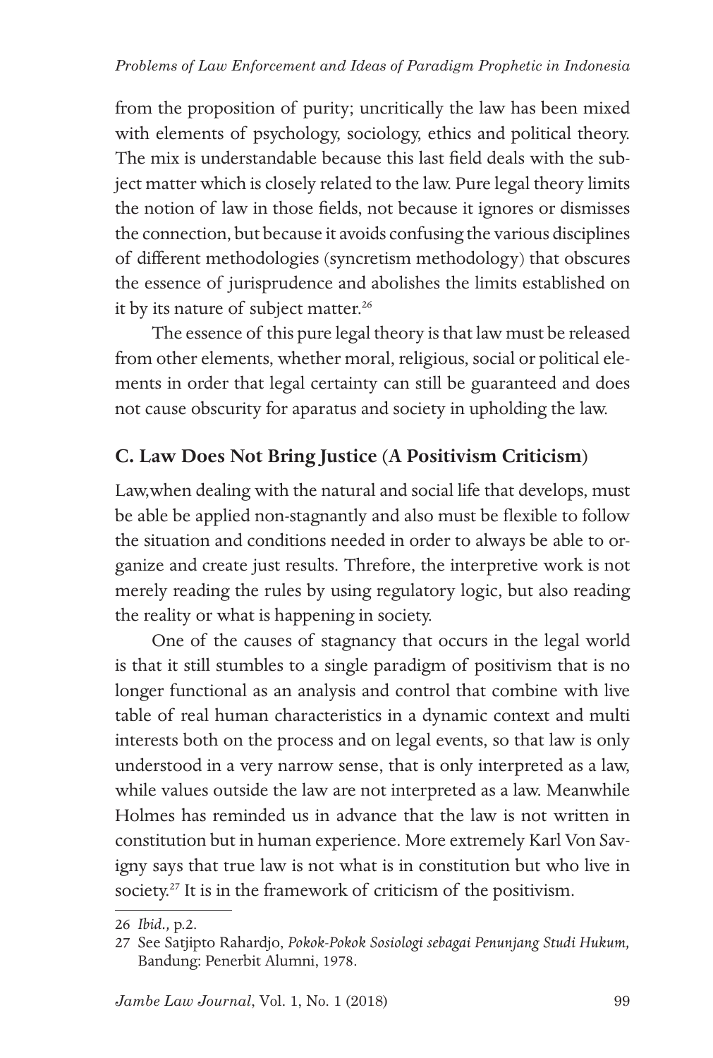from the proposition of purity; uncritically the law has been mixed with elements of psychology, sociology, ethics and political theory. The mix is understandable because this last field deals with the subject matter which is closely related to the law. Pure legal theory limits the notion of law in those fields, not because it ignores or dismisses the connection, but because it avoids confusing the various disciplines of different methodologies (syncretism methodology) that obscures the essence of jurisprudence and abolishes the limits established on it by its nature of subject matter.[26]

The essence of this pure legal theory is that law must be released from other elements, whether moral, religious, social or political elements in order that legal certainty can still be guaranteed and does not cause obscurity for aparatus and society in upholding the law.

## C. Law Does Not Bring Justice (A Positivism Criticism)

Law,when dealing with the natural and social life that develops, must be able be applied non-stagnantly and also must be flexible to follow the situation and conditions needed in order to always be able to organize and create just results. Threfore, the interpretive work is not merely reading the rules by using regulatory logic, but also reading the reality or what is happening in society.

One of the causes of stagnancy that occurs in the legal world is that it still stumbles to a single paradigm of positivism that is no longer functional as an analysis and control that combine with live table of real human characteristics in a dynamic context and multi interests both on the process and on legal events, so that law is only understood in a very narrow sense, that is only interpreted as a law, while values outside the law are not interpreted as a law. Meanwhile Holmes has reminded us in advance that the law is not written in constitution but in human experience. More extremely Karl Von Savigny says that true law is not what is in constitution but who live in society.[27] It is in the framework of criticism of the positivism.

---

26 *Ibid.*, p.2.

27 See Satjipto Rahardjo, *Pokok-Pokok Sosiologi sebagai Penunjang Studi Hukum,* Bandung: Penerbit Alumni, 1978.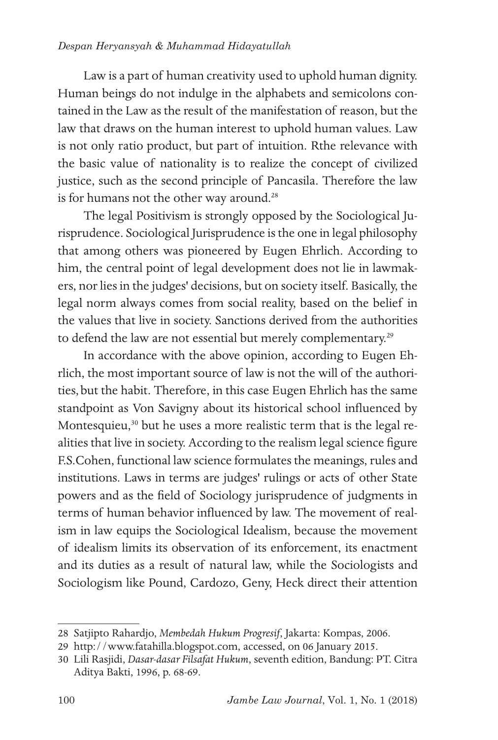Law is a part of human creativity used to uphold human dignity. Human beings do not indulge in the alphabets and semicolons contained in the Law as the result of the manifestation of reason, but the law that draws on the human interest to uphold human values. Law is not only ratio product, but part of intuition. Rthe relevance with the basic value of nationality is to realize the concept of civilized justice, such as the second principle of Pancasila. Therefore the law is for humans not the other way around.[28]

The legal Positivism is strongly opposed by the Sociological Jurisprudence. Sociological Jurisprudence is the one in legal philosophy that among others was pioneered by Eugen Ehrlich. According to him, the central point of legal development does not lie in lawmakers, nor lies in the judges' decisions, but on society itself. Basically, the legal norm always comes from social reality, based on the belief in the values that live in society. Sanctions derived from the authorities to defend the law are not essential but merely complementary.[29]

In accordance with the above opinion, according to Eugen Ehrlich, the most important source of law is not the will of the authorities, but the habit. Therefore, in this case Eugen Ehrlich has the same standpoint as Von Savigny about its historical school influenced by Montesquieu,[30] but he uses a more realistic term that is the legal realities that live in society. According to the realism legal science figure F.S.Cohen, functional law science formulates the meanings, rules and institutions. Laws in terms are judges' rulings or acts of other State powers and as the field of Sociology jurisprudence of judgments in terms of human behavior influenced by law. The movement of realism in law equips the Sociological Idealism, because the movement of idealism limits its observation of its enforcement, its enactment and its duties as a result of natural law, while the Sociologists and Sociologism like Pound, Cardozo, Geny, Heck direct their attention

---

28 Satjipto Rahardjo, *Membedah Hukum Progresif*, Jakarta: Kompas, 2006.

29 http://www.fatahilla.blogspot.com, accessed, on 06 January 2015.

30 Lili Rasjidi, *Dasar-dasar Filsafat Hukum*, seventh edition, Bandung: PT. Citra Aditya Bakti, 1996, p. 68-69.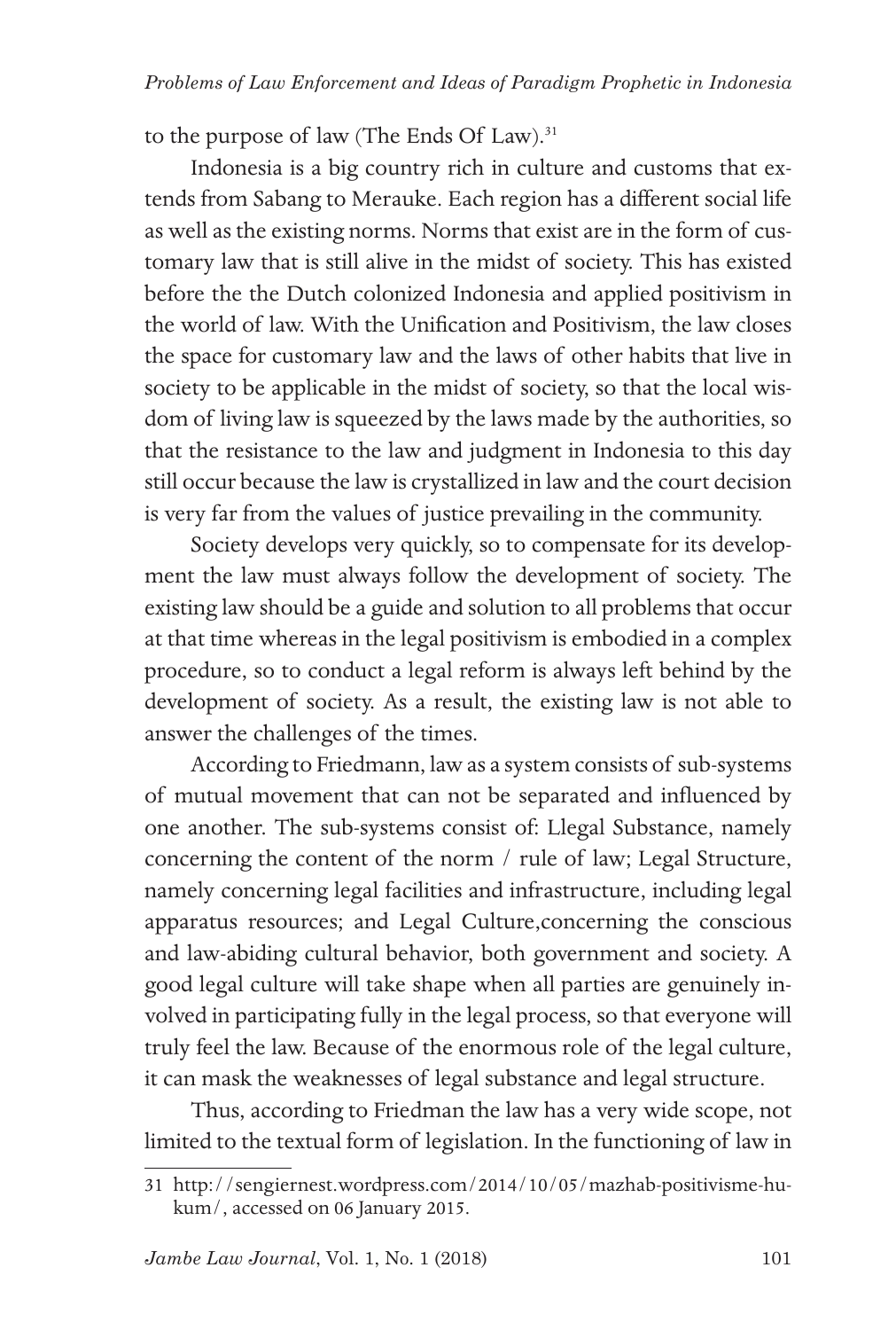to the purpose of law (The Ends Of Law).[31]

Indonesia is a big country rich in culture and customs that extends from Sabang to Merauke. Each region has a different social life as well as the existing norms. Norms that exist are in the form of customary law that is still alive in the midst of society. This has existed before the the Dutch colonized Indonesia and applied positivism in the world of law. With the Unification and Positivism, the law closes the space for customary law and the laws of other habits that live in society to be applicable in the midst of society, so that the local wisdom of living law is squeezed by the laws made by the authorities, so that the resistance to the law and judgment in Indonesia to this day still occur because the law is crystallized in law and the court decision is very far from the values of justice prevailing in the community.

Society develops very quickly, so to compensate for its development the law must always follow the development of society. The existing law should be a guide and solution to all problems that occur at that time whereas in the legal positivism is embodied in a complex procedure, so to conduct a legal reform is always left behind by the development of society. As a result, the existing law is not able to answer the challenges of the times.

According to Friedmann, law as a system consists of sub-systems of mutual movement that can not be separated and influenced by one another. The sub-systems consist of: Llegal Substance, namely concerning the content of the norm / rule of law; Legal Structure, namely concerning legal facilities and infrastructure, including legal apparatus resources; and Legal Culture,concerning the conscious and law-abiding cultural behavior, both government and society. A good legal culture will take shape when all parties are genuinely involved in participating fully in the legal process, so that everyone will truly feel the law. Because of the enormous role of the legal culture, it can mask the weaknesses of legal substance and legal structure.

Thus, according to Friedman the law has a very wide scope, not limited to the textual form of legislation. In the functioning of law in

---

31 http://sengiernest.wordpress.com/2014/10/05/mazhab-positivisme-hukum/, accessed on 06 January 2015.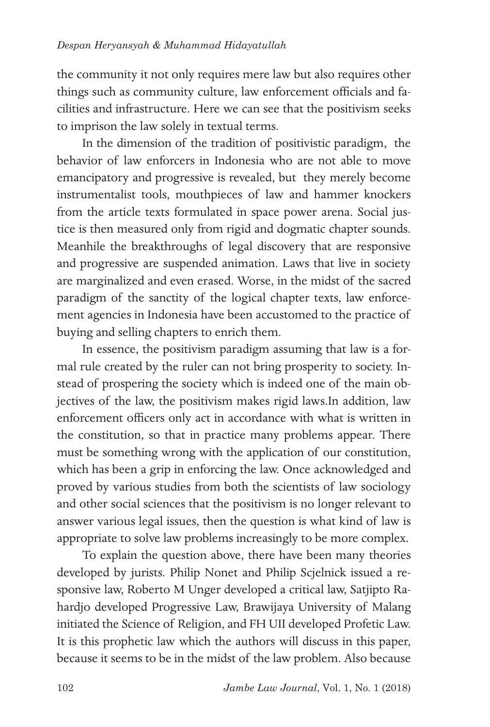the community it not only requires mere law but also requires other things such as community culture, law enforcement officials and facilities and infrastructure. Here we can see that the positivism seeks to imprison the law solely in textual terms.

In the dimension of the tradition of positivistic paradigm, the behavior of law enforcers in Indonesia who are not able to move emancipatory and progressive is revealed, but they merely become instrumentalist tools, mouthpieces of law and hammer knockers from the article texts formulated in space power arena. Social justice is then measured only from rigid and dogmatic chapter sounds. Meanhile the breakthroughs of legal discovery that are responsive and progressive are suspended animation. Laws that live in society are marginalized and even erased. Worse, in the midst of the sacred paradigm of the sanctity of the logical chapter texts, law enforcement agencies in Indonesia have been accustomed to the practice of buying and selling chapters to enrich them.

In essence, the positivism paradigm assuming that law is a formal rule created by the ruler can not bring prosperity to society. Instead of prospering the society which is indeed one of the main objectives of the law, the positivism makes rigid laws.In addition, law enforcement officers only act in accordance with what is written in the constitution, so that in practice many problems appear. There must be something wrong with the application of our constitution, which has been a grip in enforcing the law. Once acknowledged and proved by various studies from both the scientists of law sociology and other social sciences that the positivism is no longer relevant to answer various legal issues, then the question is what kind of law is appropriate to solve law problems increasingly to be more complex.

To explain the question above, there have been many theories developed by jurists. Philip Nonet and Philip Scjelnick issued a responsive law, Roberto M Unger developed a critical law, Satjipto Rahardjo developed Progressive Law, Brawijaya University of Malang initiated the Science of Religion, and FH UII developed Profetic Law. It is this prophetic law which the authors will discuss in this paper, because it seems to be in the midst of the law problem. Also because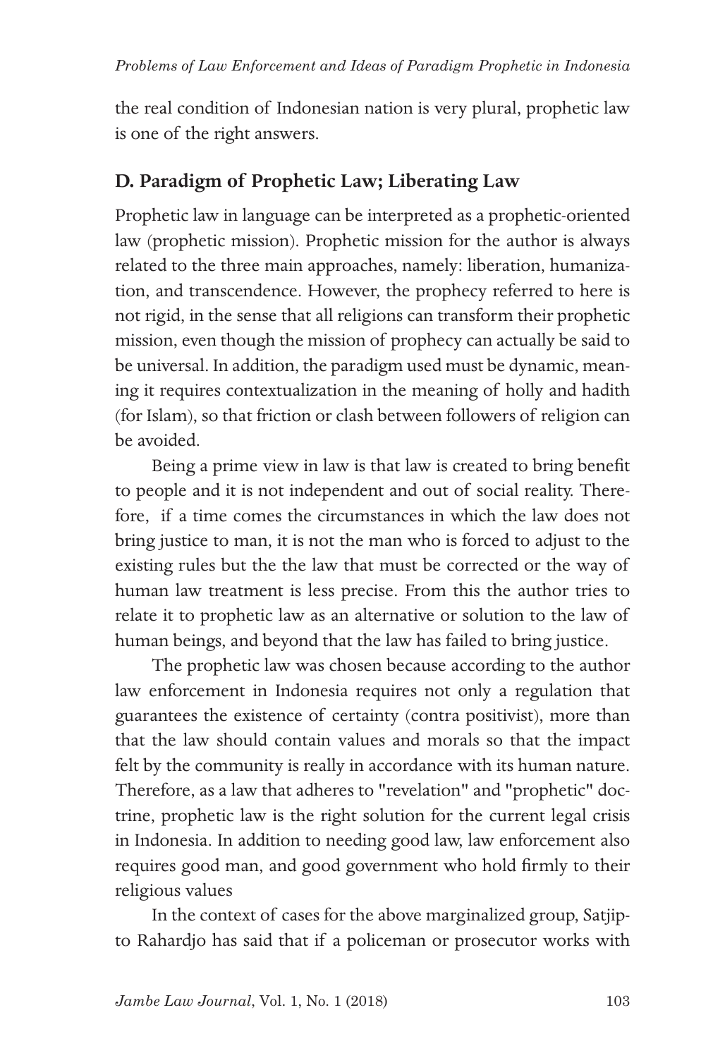the real condition of Indonesian nation is very plural, prophetic law is one of the right answers.

## D. Paradigm of Prophetic Law; Liberating Law

Prophetic law in language can be interpreted as a prophetic-oriented law (prophetic mission). Prophetic mission for the author is always related to the three main approaches, namely: liberation, humanization, and transcendence. However, the prophecy referred to here is not rigid, in the sense that all religions can transform their prophetic mission, even though the mission of prophecy can actually be said to be universal. In addition, the paradigm used must be dynamic, meaning it requires contextualization in the meaning of holly and hadith (for Islam), so that friction or clash between followers of religion can be avoided.

Being a prime view in law is that law is created to bring benefit to people and it is not independent and out of social reality. Therefore, if a time comes the circumstances in which the law does not bring justice to man, it is not the man who is forced to adjust to the existing rules but the the law that must be corrected or the way of human law treatment is less precise. From this the author tries to relate it to prophetic law as an alternative or solution to the law of human beings, and beyond that the law has failed to bring justice.

The prophetic law was chosen because according to the author law enforcement in Indonesia requires not only a regulation that guarantees the existence of certainty (contra positivist), more than that the law should contain values and morals so that the impact felt by the community is really in accordance with its human nature. Therefore, as a law that adheres to "revelation" and "prophetic" doctrine, prophetic law is the right solution for the current legal crisis in Indonesia. In addition to needing good law, law enforcement also requires good man, and good government who hold firmly to their religious values

In the context of cases for the above marginalized group, Satjipto Rahardjo has said that if a policeman or prosecutor works with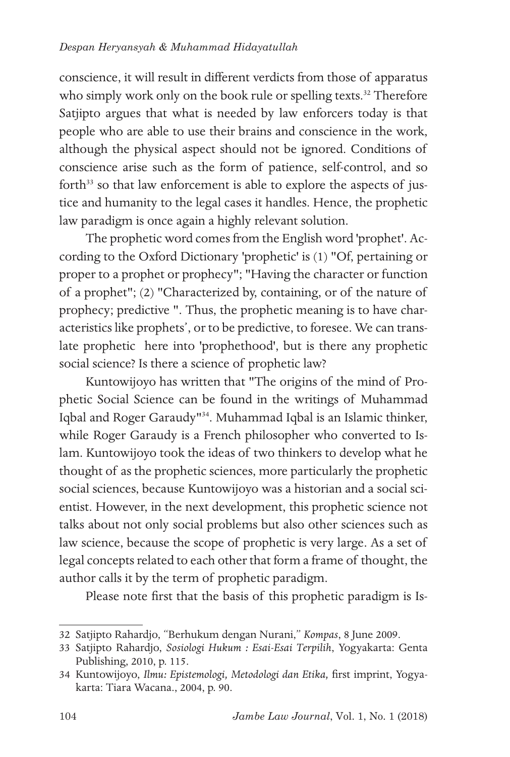conscience, it will result in different verdicts from those of apparatus who simply work only on the book rule or spelling texts.[32] Therefore Satjipto argues that what is needed by law enforcers today is that people who are able to use their brains and conscience in the work, although the physical aspect should not be ignored. Conditions of conscience arise such as the form of patience, self-control, and so forth[33] so that law enforcement is able to explore the aspects of justice and humanity to the legal cases it handles. Hence, the prophetic law paradigm is once again a highly relevant solution.

The prophetic word comes from the English word 'prophet'. According to the Oxford Dictionary 'prophetic' is (1) "Of, pertaining or proper to a prophet or prophecy"; "Having the character or function of a prophet"; (2) "Characterized by, containing, or of the nature of prophecy; predictive ". Thus, the prophetic meaning is to have characteristics like prophets', or to be predictive, to foresee. We can translate prophetic here into 'prophethood', but is there any prophetic social science? Is there a science of prophetic law?

Kuntowijoyo has written that "The origins of the mind of Prophetic Social Science can be found in the writings of Muhammad Iqbal and Roger Garaudy"[34]. Muhammad Iqbal is an Islamic thinker, while Roger Garaudy is a French philosopher who converted to Islam. Kuntowijoyo took the ideas of two thinkers to develop what he thought of as the prophetic sciences, more particularly the prophetic social sciences, because Kuntowijoyo was a historian and a social scientist. However, in the next development, this prophetic science not talks about not only social problems but also other sciences such as law science, because the scope of prophetic is very large. As a set of legal concepts related to each other that form a frame of thought, the author calls it by the term of prophetic paradigm.

Please note first that the basis of this prophetic paradigm is Is-

---

32 Satjipto Rahardjo, "Berhukum dengan Nurani," *Kompas*, 8 June 2009.

33 Satjipto Rahardjo, *Sosiologi Hukum : Esai-Esai Terpilih*, Yogyakarta: Genta Publishing, 2010, p. 115.

34 Kuntowijoyo, *Ilmu: Epistemologi, Metodologi dan Etika,* first imprint, Yogyakarta: Tiara Wacana., 2004, p. 90.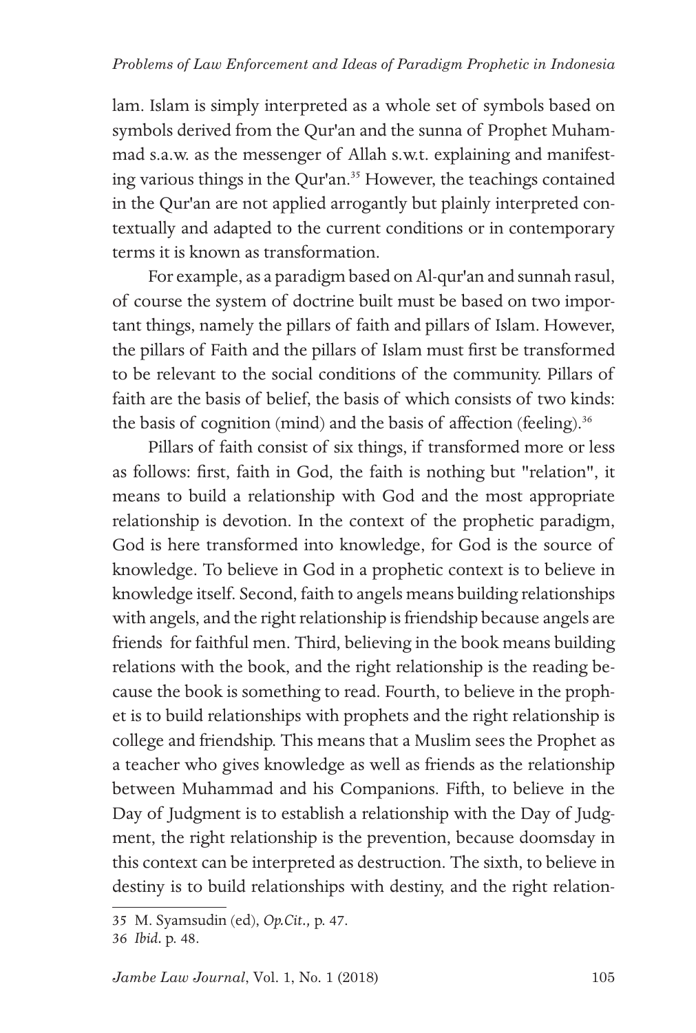lam. Islam is simply interpreted as a whole set of symbols based on symbols derived from the Qur'an and the sunna of Prophet Muhammad s.a.w. as the messenger of Allah s.w.t. explaining and manifesting various things in the Qur'an.[35] However, the teachings contained in the Qur'an are not applied arrogantly but plainly interpreted contextually and adapted to the current conditions or in contemporary terms it is known as transformation.

For example, as a paradigm based on Al-qur'an and sunnah rasul, of course the system of doctrine built must be based on two important things, namely the pillars of faith and pillars of Islam. However, the pillars of Faith and the pillars of Islam must first be transformed to be relevant to the social conditions of the community. Pillars of faith are the basis of belief, the basis of which consists of two kinds: the basis of cognition (mind) and the basis of affection (feeling).[36]

Pillars of faith consist of six things, if transformed more or less as follows: first, faith in God, the faith is nothing but "relation", it means to build a relationship with God and the most appropriate relationship is devotion. In the context of the prophetic paradigm, God is here transformed into knowledge, for God is the source of knowledge. To believe in God in a prophetic context is to believe in knowledge itself. Second, faith to angels means building relationships with angels, and the right relationship is friendship because angels are friends for faithful men. Third, believing in the book means building relations with the book, and the right relationship is the reading because the book is something to read. Fourth, to believe in the prophet is to build relationships with prophets and the right relationship is college and friendship. This means that a Muslim sees the Prophet as a teacher who gives knowledge as well as friends as the relationship between Muhammad and his Companions. Fifth, to believe in the Day of Judgment is to establish a relationship with the Day of Judgment, the right relationship is the prevention, because doomsday in this context can be interpreted as destruction. The sixth, to believe in destiny is to build relationships with destiny, and the right relation-

---

35 M. Syamsudin (ed), *Op.Cit.,* p. 47.

36 *Ibid*. p. 48.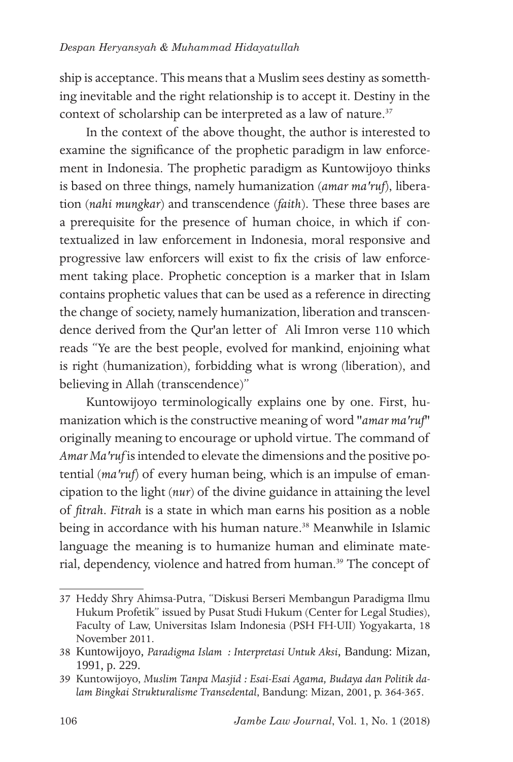ship is acceptance. This means that a Muslim sees destiny as something inevitable and the right relationship is to accept it. Destiny in the context of scholarship can be interpreted as a law of nature.[37]

In the context of the above thought, the author is interested to examine the significance of the prophetic paradigm in law enforcement in Indonesia. The prophetic paradigm as Kuntowijoyo thinks is based on three things, namely humanization (*amar ma'ruf*), liberation (*nahi mungkar*) and transcendence (*faith*). These three bases are a prerequisite for the presence of human choice, in which if contextualized in law enforcement in Indonesia, moral responsive and progressive law enforcers will exist to fix the crisis of law enforcement taking place. Prophetic conception is a marker that in Islam contains prophetic values that can be used as a reference in directing the change of society, namely humanization, liberation and transcendence derived from the Qur'an letter of Ali Imron verse 110 which reads "Ye are the best people, evolved for mankind, enjoining what is right (humanization), forbidding what is wrong (liberation), and believing in Allah (transcendence)"

Kuntowijoyo terminologically explains one by one. First, humanization which is the constructive meaning of word "*amar ma'ruf*" originally meaning to encourage or uphold virtue. The command of *Amar Ma'ruf* is intended to elevate the dimensions and the positive potential (*ma'ruf*) of every human being, which is an impulse of emancipation to the light (*nur*) of the divine guidance in attaining the level of *fitrah*. *Fitrah* is a state in which man earns his position as a noble being in accordance with his human nature.[38] Meanwhile in Islamic language the meaning is to humanize human and eliminate material, dependency, violence and hatred from human.[39] The concept of

---

37 Heddy Shry Ahimsa-Putra, "Diskusi Berseri Membangun Paradigma Ilmu Hukum Profetik" issued by Pusat Studi Hukum (Center for Legal Studies), Faculty of Law, Universitas Islam Indonesia (PSH FH-UII) Yogyakarta, 18 November 2011.

38 Kuntowijoyo, *Paradigma Islam : Interpretasi Untuk Aksi*, Bandung: Mizan, 1991, p. 229.

39 Kuntowijoyo, *Muslim Tanpa Masjid : Esai-Esai Agama, Budaya dan Politik dalam Bingkai Strukturalisme Transedental*, Bandung: Mizan, 2001, p. 364-365.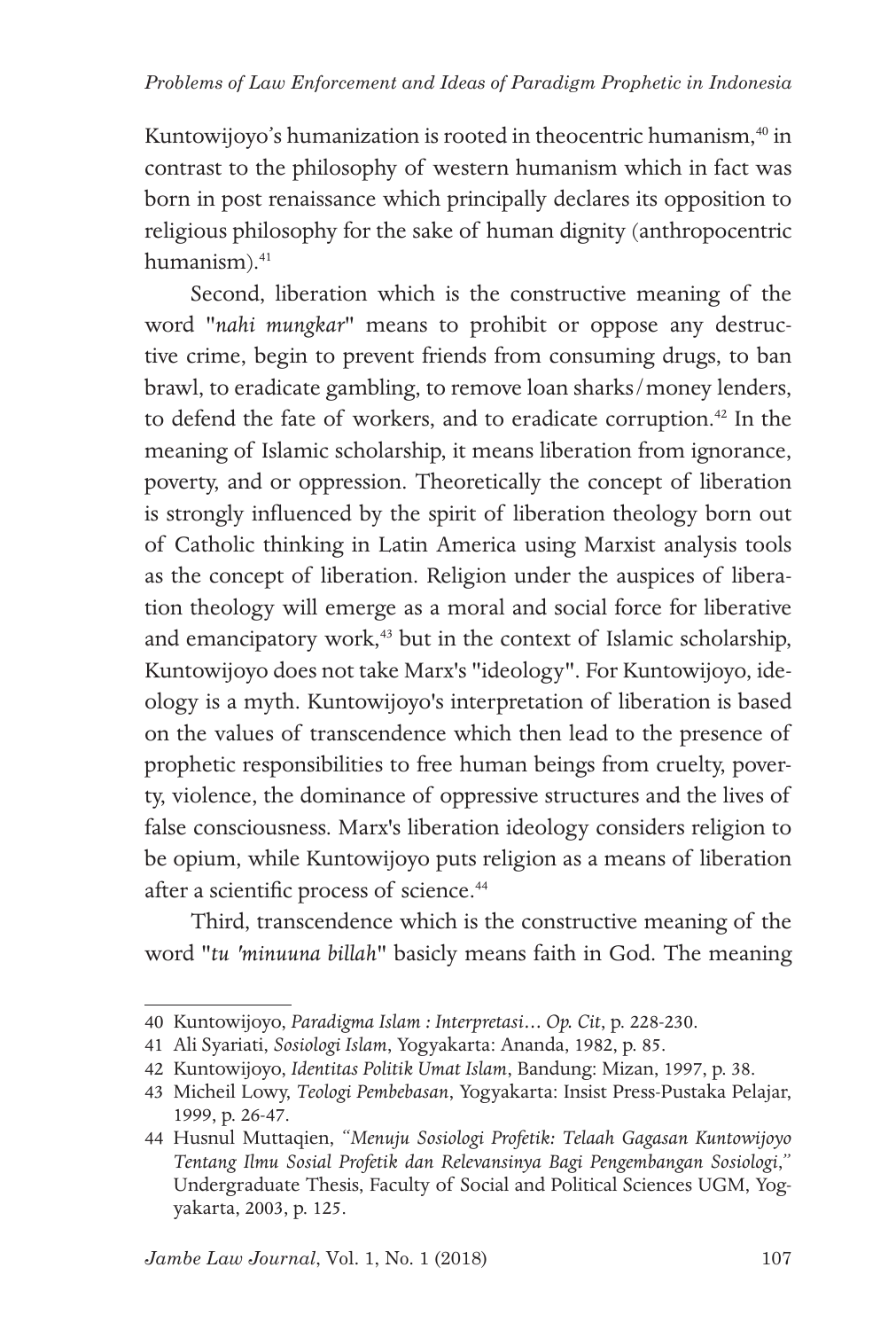Kuntowijoyo's humanization is rooted in theocentric humanism,[40] in contrast to the philosophy of western humanism which in fact was born in post renaissance which principally declares its opposition to religious philosophy for the sake of human dignity (anthropocentric humanism).[41]

Second, liberation which is the constructive meaning of the word "*nahi mungkar*" means to prohibit or oppose any destructive crime, begin to prevent friends from consuming drugs, to ban brawl, to eradicate gambling, to remove loan sharks/money lenders, to defend the fate of workers, and to eradicate corruption.[42] In the meaning of Islamic scholarship, it means liberation from ignorance, poverty, and or oppression. Theoretically the concept of liberation is strongly influenced by the spirit of liberation theology born out of Catholic thinking in Latin America using Marxist analysis tools as the concept of liberation. Religion under the auspices of liberation theology will emerge as a moral and social force for liberative and emancipatory work,[43] but in the context of Islamic scholarship, Kuntowijoyo does not take Marx's "ideology". For Kuntowijoyo, ideology is a myth. Kuntowijoyo's interpretation of liberation is based on the values of transcendence which then lead to the presence of prophetic responsibilities to free human beings from cruelty, poverty, violence, the dominance of oppressive structures and the lives of false consciousness. Marx's liberation ideology considers religion to be opium, while Kuntowijoyo puts religion as a means of liberation after a scientific process of science.[44]

Third, transcendence which is the constructive meaning of the word "*tu 'minuuna billah*" basicly means faith in God. The meaning

---

40 Kuntowijoyo, *Paradigma Islam : Interpretasi… Op. Cit*, p. 228-230.

41 Ali Syariati, *Sosiologi Islam*, Yogyakarta: Ananda, 1982, p. 85.

42 Kuntowijoyo, *Identitas Politik Umat Islam*, Bandung: Mizan, 1997, p. 38.

43 Micheil Lowy, *Teologi Pembebasan*, Yogyakarta: Insist Press-Pustaka Pelajar, 1999, p. 26-47.

44 Husnul Muttaqien, *"Menuju Sosiologi Profetik: Telaah Gagasan Kuntowijoyo Tentang Ilmu Sosial Profetik dan Relevansinya Bagi Pengembangan Sosiologi,"* Undergraduate Thesis, Faculty of Social and Political Sciences UGM, Yogyakarta, 2003, p. 125.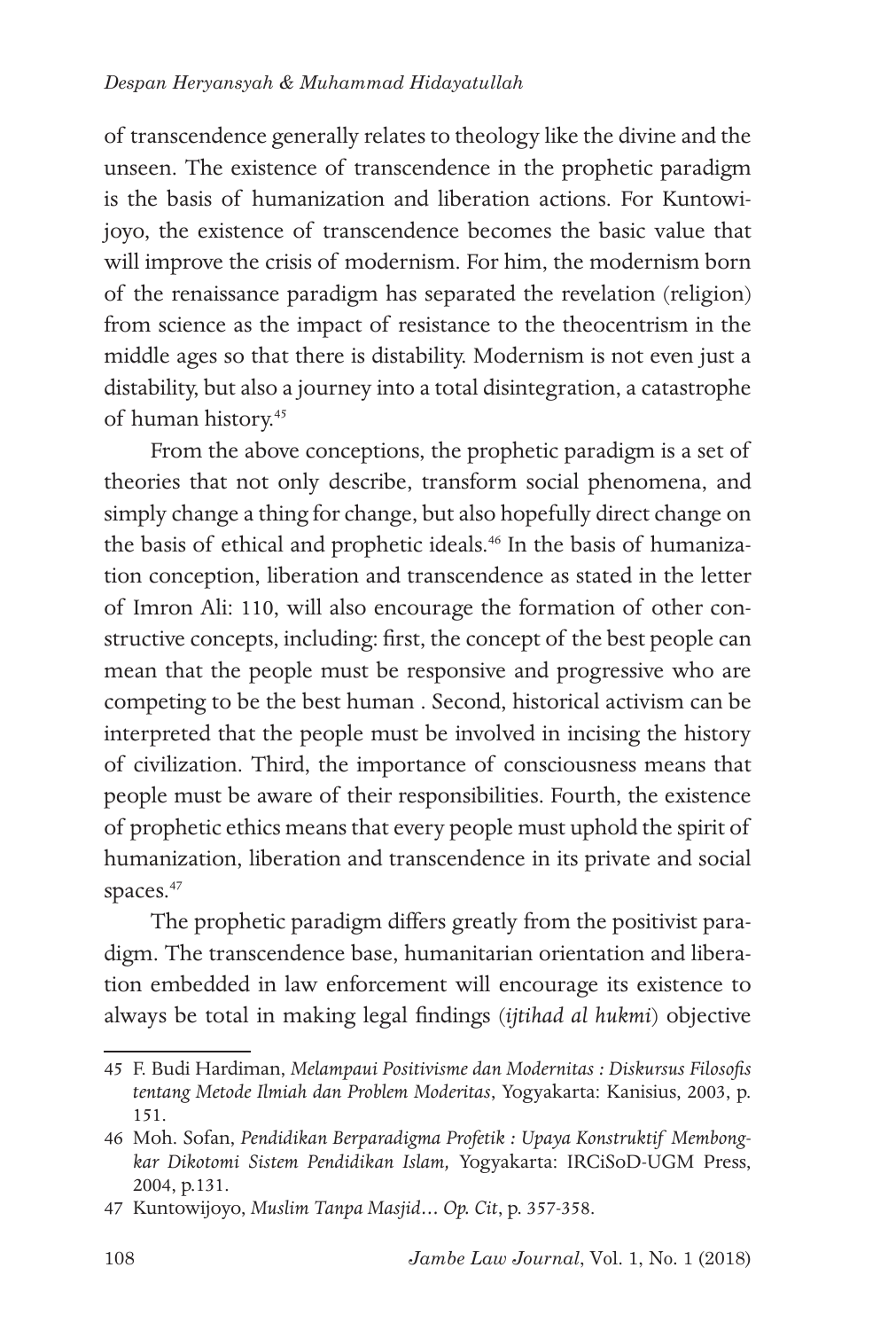of transcendence generally relates to theology like the divine and the unseen. The existence of transcendence in the prophetic paradigm is the basis of humanization and liberation actions. For Kuntowijoyo, the existence of transcendence becomes the basic value that will improve the crisis of modernism. For him, the modernism born of the renaissance paradigm has separated the revelation (religion) from science as the impact of resistance to the theocentrism in the middle ages so that there is distability. Modernism is not even just a distability, but also a journey into a total disintegration, a catastrophe of human history.[45]

From the above conceptions, the prophetic paradigm is a set of theories that not only describe, transform social phenomena, and simply change a thing for change, but also hopefully direct change on the basis of ethical and prophetic ideals.[46] In the basis of humanization conception, liberation and transcendence as stated in the letter of Imron Ali: 110, will also encourage the formation of other constructive concepts, including: first, the concept of the best people can mean that the people must be responsive and progressive who are competing to be the best human . Second, historical activism can be interpreted that the people must be involved in incising the history of civilization. Third, the importance of consciousness means that people must be aware of their responsibilities. Fourth, the existence of prophetic ethics means that every people must uphold the spirit of humanization, liberation and transcendence in its private and social spaces.[47]

The prophetic paradigm differs greatly from the positivist paradigm. The transcendence base, humanitarian orientation and liberation embedded in law enforcement will encourage its existence to always be total in making legal findings (*ijtihad al hukmi*) objective

---

45 F. Budi Hardiman, *Melampaui Positivisme dan Modernitas : Diskursus Filosofis tentang Metode Ilmiah dan Problem Moderitas*, Yogyakarta: Kanisius, 2003, p. 151.

46 Moh. Sofan, *Pendidikan Berparadigma Profetik : Upaya Konstruktif Membongkar Dikotomi Sistem Pendidikan Islam,* Yogyakarta: IRCiSoD-UGM Press, 2004, p.131.

47 Kuntowijoyo, *Muslim Tanpa Masjid… Op. Cit*, p. 357-358.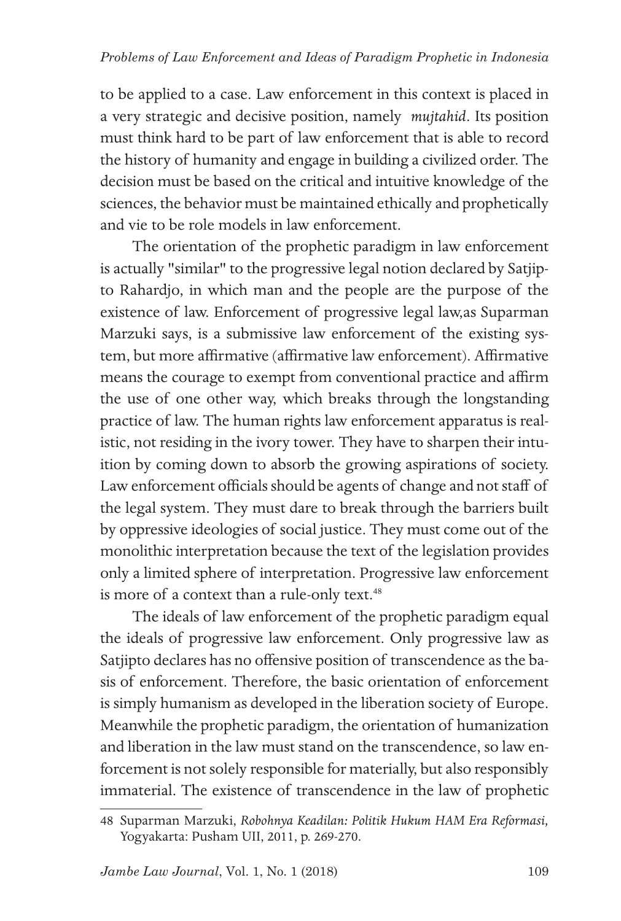to be applied to a case. Law enforcement in this context is placed in a very strategic and decisive position, namely *mujtahid*. Its position must think hard to be part of law enforcement that is able to record the history of humanity and engage in building a civilized order. The decision must be based on the critical and intuitive knowledge of the sciences, the behavior must be maintained ethically and prophetically and vie to be role models in law enforcement.

The orientation of the prophetic paradigm in law enforcement is actually "similar" to the progressive legal notion declared by Satjipto Rahardjo, in which man and the people are the purpose of the existence of law. Enforcement of progressive legal law,as Suparman Marzuki says, is a submissive law enforcement of the existing system, but more affirmative (affirmative law enforcement). Affirmative means the courage to exempt from conventional practice and affirm the use of one other way, which breaks through the longstanding practice of law. The human rights law enforcement apparatus is realistic, not residing in the ivory tower. They have to sharpen their intuition by coming down to absorb the growing aspirations of society. Law enforcement officials should be agents of change and not staff of the legal system. They must dare to break through the barriers built by oppressive ideologies of social justice. They must come out of the monolithic interpretation because the text of the legislation provides only a limited sphere of interpretation. Progressive law enforcement is more of a context than a rule-only text.[48]

The ideals of law enforcement of the prophetic paradigm equal the ideals of progressive law enforcement. Only progressive law as Satjipto declares has no offensive position of transcendence as the basis of enforcement. Therefore, the basic orientation of enforcement is simply humanism as developed in the liberation society of Europe. Meanwhile the prophetic paradigm, the orientation of humanization and liberation in the law must stand on the transcendence, so law enforcement is not solely responsible for materially, but also responsibly immaterial. The existence of transcendence in the law of prophetic

48 Suparman Marzuki, *Robohnya Keadilan: Politik Hukum HAM Era Reformasi,* Yogyakarta: Pusham UII, 2011, p. 269-270.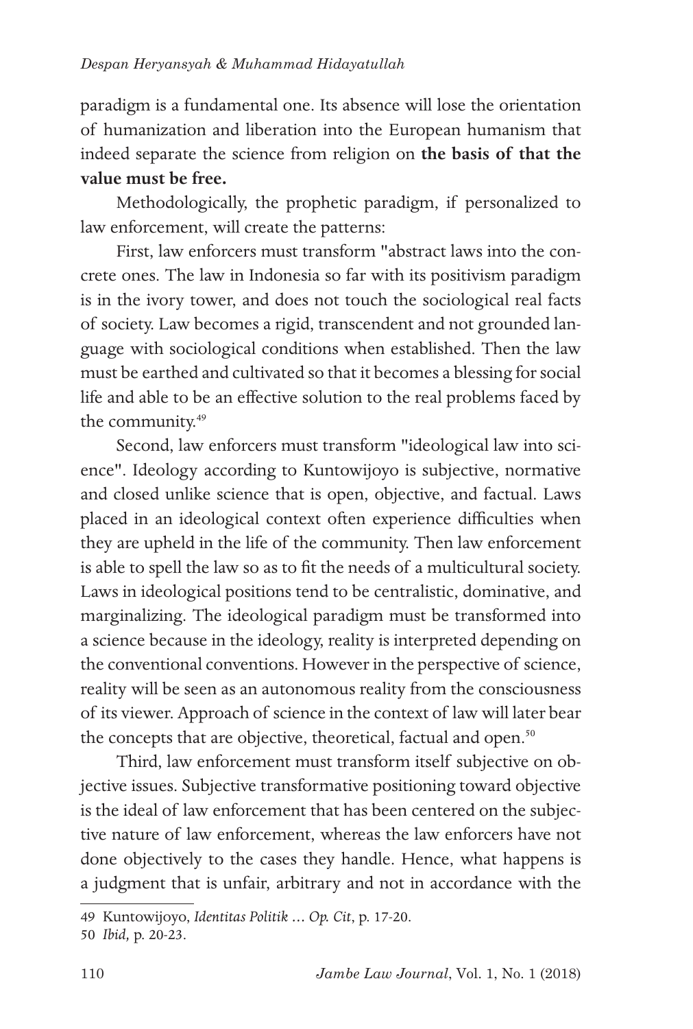paradigm is a fundamental one. Its absence will lose the orientation of humanization and liberation into the European humanism that indeed separate the science from religion on **the basis of that the value must be free.**

Methodologically, the prophetic paradigm, if personalized to law enforcement, will create the patterns:

First, law enforcers must transform "abstract laws into the concrete ones. The law in Indonesia so far with its positivism paradigm is in the ivory tower, and does not touch the sociological real facts of society. Law becomes a rigid, transcendent and not grounded language with sociological conditions when established. Then the law must be earthed and cultivated so that it becomes a blessing for social life and able to be an effective solution to the real problems faced by the community.[49]

Second, law enforcers must transform "ideological law into science". Ideology according to Kuntowijoyo is subjective, normative and closed unlike science that is open, objective, and factual. Laws placed in an ideological context often experience difficulties when they are upheld in the life of the community. Then law enforcement is able to spell the law so as to fit the needs of a multicultural society. Laws in ideological positions tend to be centralistic, dominative, and marginalizing. The ideological paradigm must be transformed into a science because in the ideology, reality is interpreted depending on the conventional conventions. However in the perspective of science, reality will be seen as an autonomous reality from the consciousness of its viewer. Approach of science in the context of law will later bear the concepts that are objective, theoretical, factual and open.[50]

Third, law enforcement must transform itself subjective on objective issues. Subjective transformative positioning toward objective is the ideal of law enforcement that has been centered on the subjective nature of law enforcement, whereas the law enforcers have not done objectively to the cases they handle. Hence, what happens is a judgment that is unfair, arbitrary and not in accordance with the

---

49 Kuntowijoyo, *Identitas Politik ... Op. Cit*, p. 17-20.

50 *Ibid,* p. 20-23.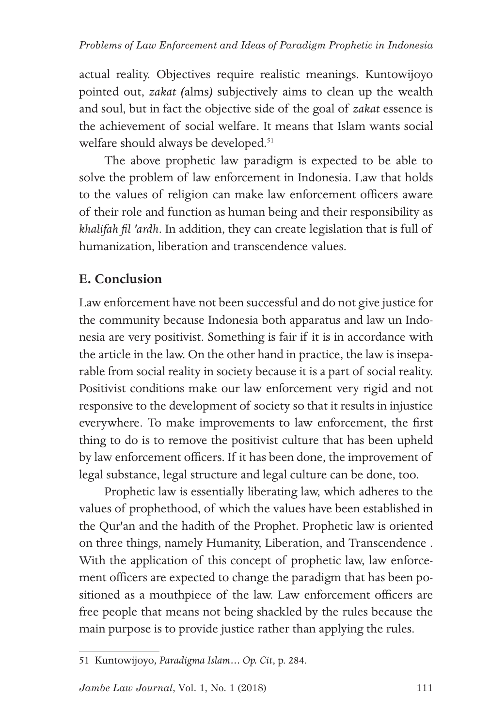actual reality. Objectives require realistic meanings. Kuntowijoyo pointed out, *zakat (*alms*)* subjectively aims to clean up the wealth and soul, but in fact the objective side of the goal of *zakat* essence is the achievement of social welfare. It means that Islam wants social welfare should always be developed.[51]

The above prophetic law paradigm is expected to be able to solve the problem of law enforcement in Indonesia. Law that holds to the values of religion can make law enforcement officers aware of their role and function as human being and their responsibility as *khalifah fil 'ardh*. In addition, they can create legislation that is full of humanization, liberation and transcendence values.

## E. Conclusion

Law enforcement have not been successful and do not give justice for the community because Indonesia both apparatus and law un Indonesia are very positivist. Something is fair if it is in accordance with the article in the law. On the other hand in practice, the law is inseparable from social reality in society because it is a part of social reality. Positivist conditions make our law enforcement very rigid and not responsive to the development of society so that it results in injustice everywhere. To make improvements to law enforcement, the first thing to do is to remove the positivist culture that has been upheld by law enforcement officers. If it has been done, the improvement of legal substance, legal structure and legal culture can be done, too.

Prophetic law is essentially liberating law, which adheres to the values of prophethood, of which the values have been established in the Qur'an and the hadith of the Prophet. Prophetic law is oriented on three things, namely Humanity, Liberation, and Transcendence . With the application of this concept of prophetic law, law enforcement officers are expected to change the paradigm that has been positioned as a mouthpiece of the law. Law enforcement officers are free people that means not being shackled by the rules because the main purpose is to provide justice rather than applying the rules.

---

51 Kuntowijoyo*, Paradigma Islam… Op. Cit*, p. 284.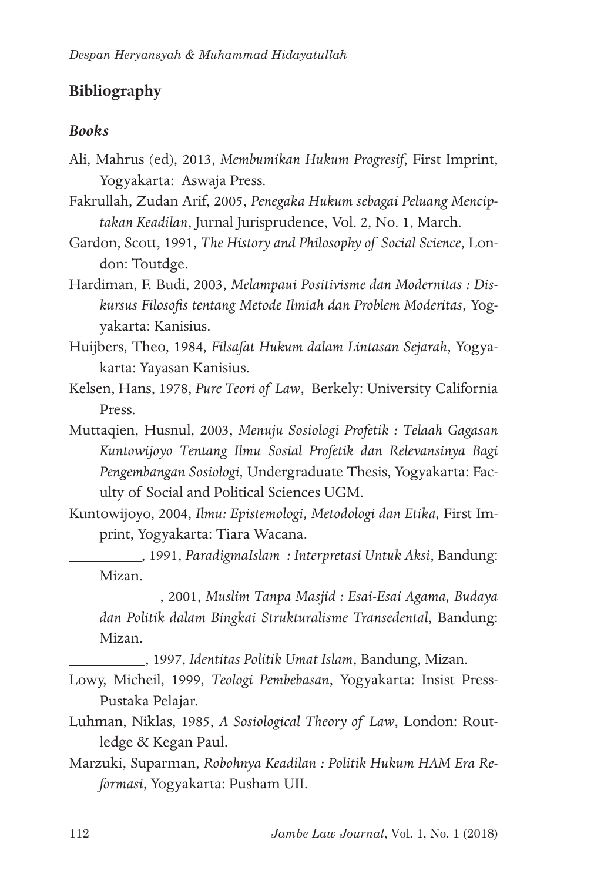## Bibliography

### *Books*

Ali, Mahrus (ed), 2013, *Membumikan Hukum Progresif*, First Imprint, Yogyakarta: Aswaja Press.

Fakrullah, Zudan Arif, 2005, *Penegaka Hukum sebagai Peluang Menciptakan Keadilan*, Jurnal Jurisprudence, Vol. 2, No. 1, March.

Gardon, Scott, 1991, *The History and Philosophy of Social Science*, London: Toutdge.

Hardiman, F. Budi, 2003, *Melampaui Positivisme dan Modernitas : Diskursus Filosofis tentang Metode Ilmiah dan Problem Moderitas*, Yogyakarta: Kanisius.

Huijbers, Theo, 1984, *Filsafat Hukum dalam Lintasan Sejarah*, Yogyakarta: Yayasan Kanisius.

Kelsen, Hans, 1978, *Pure Teori of Law*, Berkely: University California Press.

Muttaqien, Husnul, 2003, *Menuju Sosiologi Profetik : Telaah Gagasan Kuntowijoyo Tentang Ilmu Sosial Profetik dan Relevansinya Bagi Pengembangan Sosiologi,* Undergraduate Thesis, Yogyakarta: Faculty of Social and Political Sciences UGM.

Kuntowijoyo, 2004, *Ilmu: Epistemologi, Metodologi dan Etika,* First Imprint, Yogyakarta: Tiara Wacana.

__________, 1991, *ParadigmaIslam : Interpretasi Untuk Aksi*, Bandung: Mizan.

____________, 2001, *Muslim Tanpa Masjid : Esai-Esai Agama, Budaya dan Politik dalam Bingkai Strukturalisme Transedental*, Bandung: Mizan.

__________, 1997, *Identitas Politik Umat Islam*, Bandung, Mizan.

Lowy, Micheil, 1999, *Teologi Pembebasan*, Yogyakarta: Insist Press-Pustaka Pelajar.

Luhman, Niklas, 1985, *A Sosiological Theory of Law*, London: Routledge & Kegan Paul.

Marzuki, Suparman, *Robohnya Keadilan : Politik Hukum HAM Era Reformasi*, Yogyakarta: Pusham UII.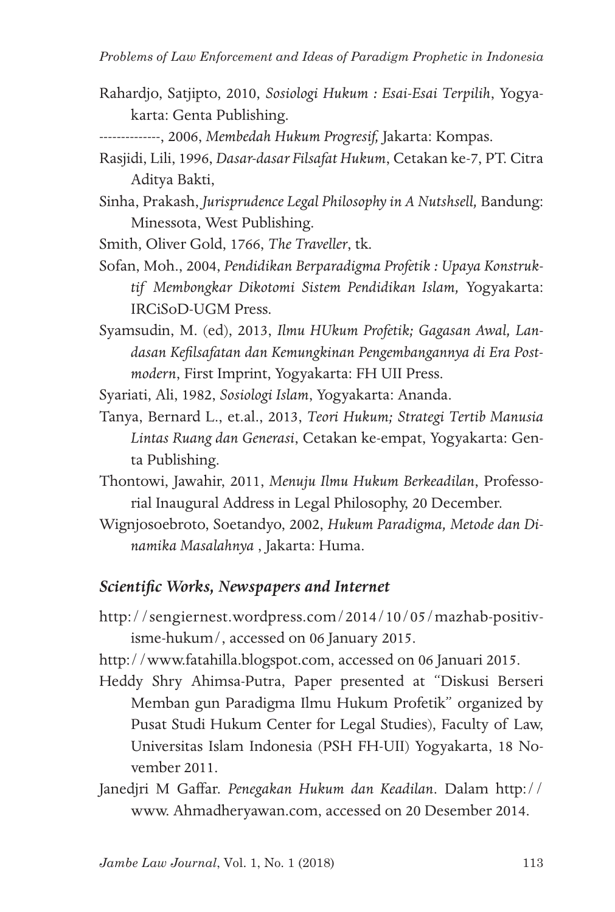Rahardjo, Satjipto, 2010, *Sosiologi Hukum : Esai-Esai Terpilih*, Yogyakarta: Genta Publishing.

--------------, 2006, *Membedah Hukum Progresif,* Jakarta: Kompas.

Rasjidi, Lili, 1996, *Dasar-dasar Filsafat Hukum*, Cetakan ke-7, PT. Citra Aditya Bakti,

Sinha, Prakash, *Jurisprudence Legal Philosophy in A Nutshsell,* Bandung: Minessota, West Publishing.

Smith, Oliver Gold, 1766, *The Traveller*, tk.

Sofan, Moh., 2004, *Pendidikan Berparadigma Profetik : Upaya Konstruktif Membongkar Dikotomi Sistem Pendidikan Islam,* Yogyakarta: IRCiSoD-UGM Press.

Syamsudin, M. (ed), 2013, *Ilmu HUkum Profetik; Gagasan Awal, Landasan Kefilsafatan dan Kemungkinan Pengembangannya di Era Postmodern*, First Imprint, Yogyakarta: FH UII Press.

Syariati, Ali, 1982, *Sosiologi Islam*, Yogyakarta: Ananda.

Tanya, Bernard L., et.al., 2013, *Teori Hukum; Strategi Tertib Manusia Lintas Ruang dan Generasi*, Cetakan ke-empat, Yogyakarta: Genta Publishing.

Thontowi, Jawahir, 2011, *Menuju Ilmu Hukum Berkeadilan*, Professorial Inaugural Address in Legal Philosophy, 20 December.

Wignjosoebroto, Soetandyo, 2002, *Hukum Paradigma, Metode dan Dinamika Masalahnya* , Jakarta: Huma.

### *Scientific Works, Newspapers and Internet*

http://sengiernest.wordpress.com/2014/10/05/mazhab-positivisme-hukum/, accessed on 06 January 2015.

http://www.fatahilla.blogspot.com, accessed on 06 Januari 2015.

Heddy Shry Ahimsa-Putra, Paper presented at "Diskusi Berseri Memban gun Paradigma Ilmu Hukum Profetik" organized by Pusat Studi Hukum Center for Legal Studies), Faculty of Law, Universitas Islam Indonesia (PSH FH-UII) Yogyakarta, 18 November 2011.

Janedjri M Gaffar. *Penegakan Hukum dan Keadilan*. Dalam http://www. Ahmadheryawan.com, accessed on 20 Desember 2014.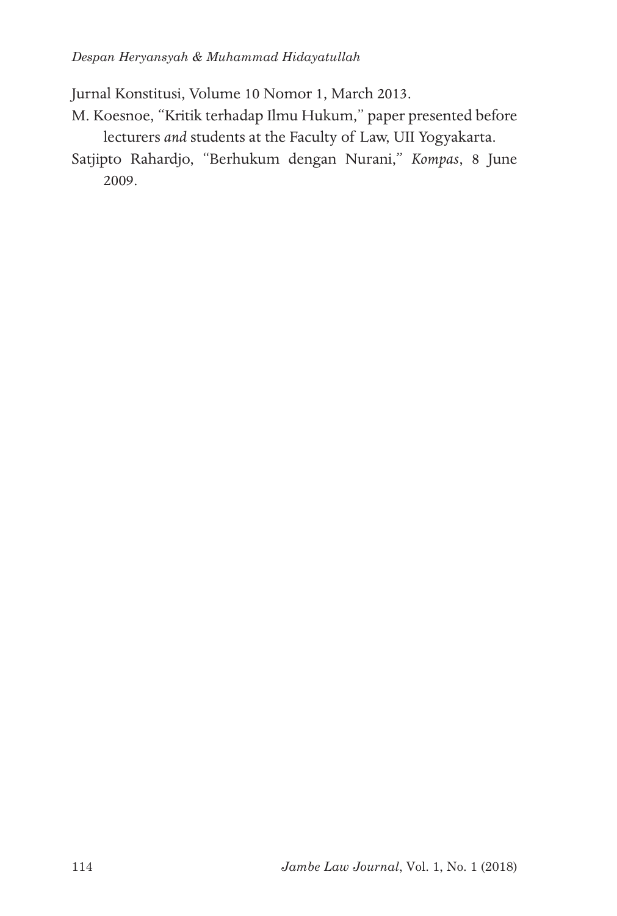Jurnal Konstitusi, Volume 10 Nomor 1, March 2013.

M. Koesnoe, "Kritik terhadap Ilmu Hukum," paper presented before lecturers *and* students at the Faculty of Law, UII Yogyakarta.

Satjipto Rahardjo, "Berhukum dengan Nurani," *Kompas*, 8 June 2009.